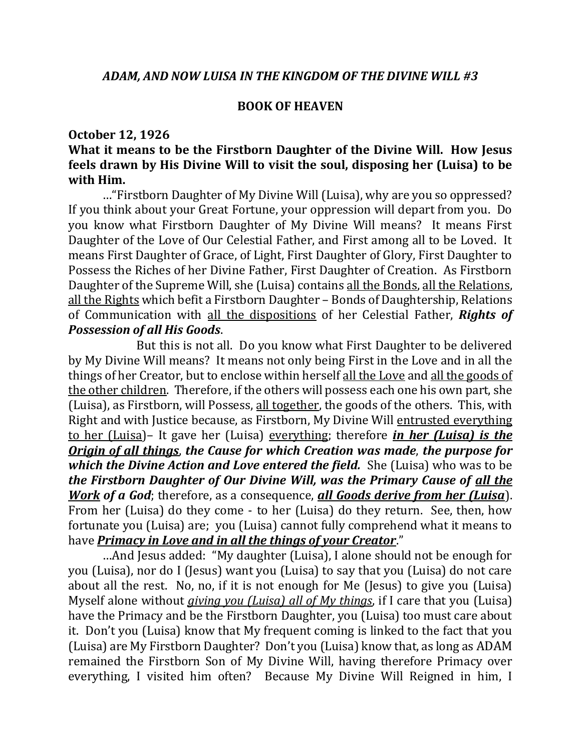***ADAM, AND NOW LUISA IN THE KINGDOM OF THE DIVINE WILL #3***

**BOOK OF HEAVEN**

**October 12, 1926**

**What it means to be the Firstborn Daughter of the Divine Will. How Jesus feels drawn by His Divine Will to visit the soul, disposing her (Luisa) to be with Him.**

…"Firstborn Daughter of My Divine Will (Luisa), why are you so oppressed? If you think about your Great Fortune, your oppression will depart from you. Do you know what Firstborn Daughter of My Divine Will means? It means First Daughter of the Love of Our Celestial Father, and First among all to be Loved. It means First Daughter of Grace, of Light, First Daughter of Glory, First Daughter to Possess the Riches of her Divine Father, First Daughter of Creation. As Firstborn Daughter of the Supreme Will, she (Luisa) contains <u>all the Bonds</u>, <u>all the Relations</u>, <u>all the Rights</u> which befit a Firstborn Daughter – Bonds of Daughtership, Relations of Communication with <u>all the dispositions</u> of her Celestial Father, ***Rights of Possession of all His Goods***.

But this is not all. Do you know what First Daughter to be delivered by My Divine Will means? It means not only being First in the Love and in all the things of her Creator, but to enclose within herself <u>all the Love</u> and <u>all the goods of the other children</u>. Therefore, if the others will possess each one his own part, she (Luisa), as Firstborn, will Possess, <u>all together</u>, the goods of the others. This, with Right and with Justice because, as Firstborn, My Divine Will <u>entrusted everything to her (Luisa)</u>– It gave her (Luisa) <u>everything</u>; therefore ***<u>in her (Luisa) is the Origin of all things</u>, the Cause for which Creation was made, the purpose for which the Divine Action and Love entered the field.*** She (Luisa) who was to be ***the Firstborn Daughter of Our Divine Will, was the Primary Cause of <u>all the Work</u> of a God***; therefore, as a consequence, ***<u>all Goods derive from her (Luisa</u>***). From her (Luisa) do they come - to her (Luisa) do they return. See, then, how fortunate you (Luisa) are; you (Luisa) cannot fully comprehend what it means to have ***<u>Primacy in Love and in all the things of your Creator</u>***."

…And Jesus added: "My daughter (Luisa), I alone should not be enough for you (Luisa), nor do I (Jesus) want you (Luisa) to say that you (Luisa) do not care about all the rest. No, no, if it is not enough for Me (Jesus) to give you (Luisa) Myself alone without *<u>giving you (Luisa) all of My things</u>*, if I care that you (Luisa) have the Primacy and be the Firstborn Daughter, you (Luisa) too must care about it. Don't you (Luisa) know that My frequent coming is linked to the fact that you (Luisa) are My Firstborn Daughter? Don't you (Luisa) know that, as long as ADAM remained the Firstborn Son of My Divine Will, having therefore Primacy over everything, I visited him often? Because My Divine Will Reigned in him, I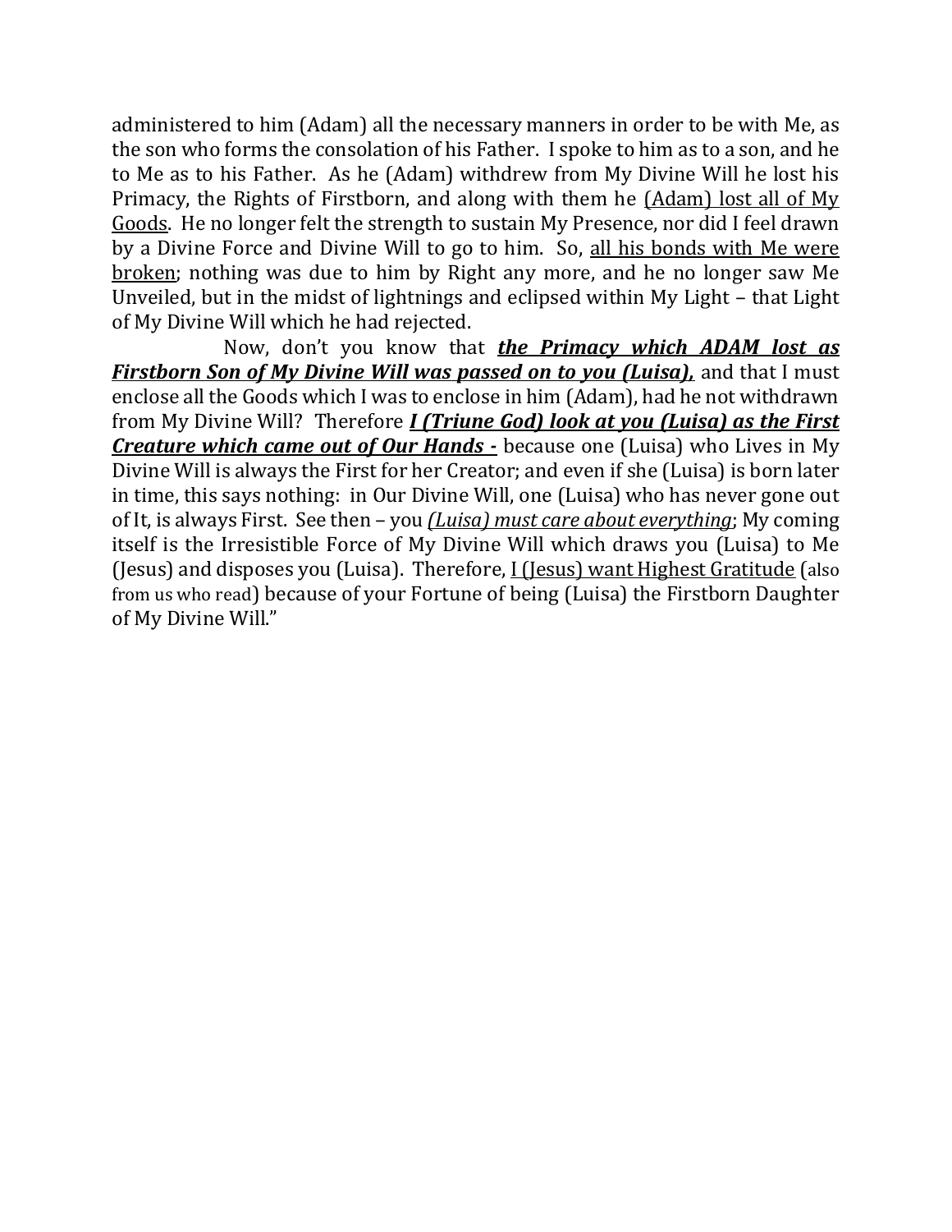administered to him (Adam) all the necessary manners in order to be with Me, as the son who forms the consolation of his Father. I spoke to him as to a son, and he to Me as to his Father. As he (Adam) withdrew from My Divine Will he lost his Primacy, the Rights of Firstborn, and along with them he <u>(Adam) lost all of My Goods</u>. He no longer felt the strength to sustain My Presence, nor did I feel drawn by a Divine Force and Divine Will to go to him. So, <u>all his bonds with Me were broken</u>; nothing was due to him by Right any more, and he no longer saw Me Unveiled, but in the midst of lightnings and eclipsed within My Light – that Light of My Divine Will which he had rejected.

Now, don't you know that ***<u>the Primacy which ADAM lost as Firstborn Son of My Divine Will was passed on to you (Luisa),</u>*** and that I must enclose all the Goods which I was to enclose in him (Adam), had he not withdrawn from My Divine Will? Therefore ***<u>I (Triune God) look at you (Luisa) as the First Creature which came out of Our Hands -</u>*** because one (Luisa) who Lives in My Divine Will is always the First for her Creator; and even if she (Luisa) is born later in time, this says nothing: in Our Divine Will, one (Luisa) who has never gone out of It, is always First. See then – you *<u>(Luisa) must care about everything</u>*; My coming itself is the Irresistible Force of My Divine Will which draws you (Luisa) to Me (Jesus) and disposes you (Luisa). Therefore, <u>I (Jesus) want Highest Gratitude</u> (also from us who read) because of your Fortune of being (Luisa) the Firstborn Daughter of My Divine Will."